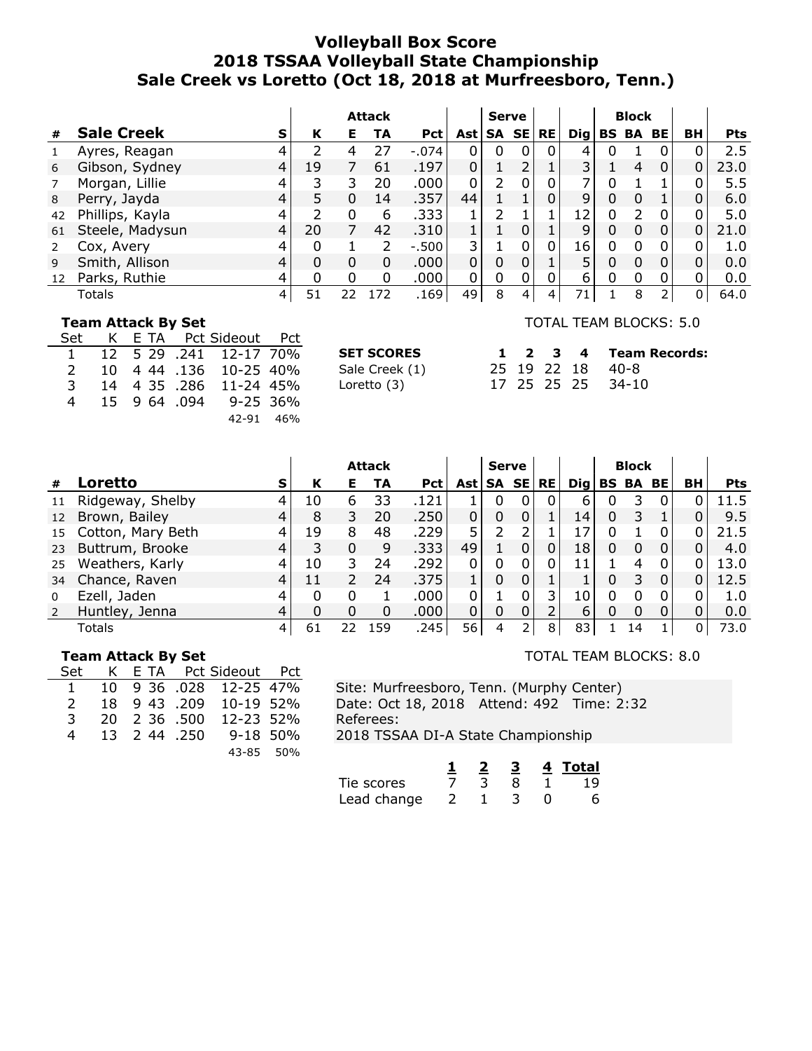# Volleyball Box Score
## 2018 TSSAA Volleyball State Championship
## Sale Creek vs Loretto (Oct 18, 2018 at Murfreesboro, Tenn.)

| # | Sale Creek | S | Attack K | E | TA | Pct | Ast | Serve SA | SE | RE | Dig | Block BS | BA | BE | BH | Pts |
|---|---|---|---|---|---|---|---|---|---|---|---|---|---|---|---|---|
| 1 | Ayres, Reagan | 4 | 2 | 4 | 27 | -.074 | 0 | 0 | 0 | 0 | 4 | 0 | 1 | 0 | 0 | 2.5 |
| 6 | Gibson, Sydney | 4 | 19 | 7 | 61 | .197 | 0 | 1 | 2 | 1 | 3 | 1 | 4 | 0 | 0 | 23.0 |
| 7 | Morgan, Lillie | 4 | 3 | 3 | 20 | .000 | 0 | 2 | 0 | 0 | 7 | 0 | 1 | 1 | 0 | 5.5 |
| 8 | Perry, Jayda | 4 | 5 | 0 | 14 | .357 | 44 | 1 | 1 | 0 | 9 | 0 | 0 | 1 | 0 | 6.0 |
| 42 | Phillips, Kayla | 4 | 2 | 0 | 6 | .333 | 1 | 2 | 1 | 1 | 12 | 0 | 2 | 0 | 0 | 5.0 |
| 61 | Steele, Madysun | 4 | 20 | 7 | 42 | .310 | 1 | 1 | 0 | 1 | 9 | 0 | 0 | 0 | 0 | 21.0 |
| 2 | Cox, Avery | 4 | 0 | 1 | 2 | -.500 | 3 | 1 | 0 | 0 | 16 | 0 | 0 | 0 | 0 | 1.0 |
| 9 | Smith, Allison | 4 | 0 | 0 | 0 | .000 | 0 | 0 | 0 | 1 | 5 | 0 | 0 | 0 | 0 | 0.0 |
| 12 | Parks, Ruthie | 4 | 0 | 0 | 0 | .000 | 0 | 0 | 0 | 0 | 6 | 0 | 0 | 0 | 0 | 0.0 |
| | Totals | 4 | 51 | 22 | 172 | .169 | 49 | 8 | 4 | 4 | 71 | 1 | 8 | 2 | 0 | 64.0 |

**Team Attack By Set**

| Set | K | E | TA | Pct | Sideout | Pct |
|---|---|---|---|---|---|---|
| 1 | 12 | 5 | 29 | .241 | 12-17 | 70% |
| 2 | 10 | 4 | 44 | .136 | 10-25 | 40% |
| 3 | 14 | 4 | 35 | .286 | 11-24 | 45% |
| 4 | 15 | 9 | 64 | .094 | 9-25 | 36% |
| | | | | | 42-91 | 46% |

TOTAL TEAM BLOCKS: 5.0

| SET SCORES | 1 | 2 | 3 | 4 | Team Records: |
|---|---|---|---|---|---|
| Sale Creek (1) | 25 | 19 | 22 | 18 | 40-8 |
| Loretto (3) | 17 | 25 | 25 | 25 | 34-10 |

| # | Loretto | S | Attack K | E | TA | Pct | Ast | Serve SA | SE | RE | Dig | Block BS | BA | BE | BH | Pts |
|---|---|---|---|---|---|---|---|---|---|---|---|---|---|---|---|---|
| 11 | Ridgeway, Shelby | 4 | 10 | 6 | 33 | .121 | 1 | 0 | 0 | 0 | 6 | 0 | 3 | 0 | 0 | 11.5 |
| 12 | Brown, Bailey | 4 | 8 | 3 | 20 | .250 | 0 | 0 | 0 | 1 | 14 | 0 | 3 | 1 | 0 | 9.5 |
| 15 | Cotton, Mary Beth | 4 | 19 | 8 | 48 | .229 | 5 | 2 | 2 | 1 | 17 | 0 | 1 | 0 | 0 | 21.5 |
| 23 | Buttrum, Brooke | 4 | 3 | 0 | 9 | .333 | 49 | 1 | 0 | 0 | 18 | 0 | 0 | 0 | 0 | 4.0 |
| 25 | Weathers, Karly | 4 | 10 | 3 | 24 | .292 | 0 | 0 | 0 | 0 | 11 | 1 | 4 | 0 | 0 | 13.0 |
| 34 | Chance, Raven | 4 | 11 | 2 | 24 | .375 | 1 | 0 | 0 | 1 | 1 | 0 | 3 | 0 | 0 | 12.5 |
| 0 | Ezell, Jaden | 4 | 0 | 0 | 1 | .000 | 0 | 1 | 0 | 3 | 10 | 0 | 0 | 0 | 0 | 1.0 |
| 2 | Huntley, Jenna | 4 | 0 | 0 | 0 | .000 | 0 | 0 | 0 | 2 | 6 | 0 | 0 | 0 | 0 | 0.0 |
| | Totals | 4 | 61 | 22 | 159 | .245 | 56 | 4 | 2 | 8 | 83 | 1 | 14 | 1 | 0 | 73.0 |

**Team Attack By Set**

| Set | K | E | TA | Pct | Sideout | Pct |
|---|---|---|---|---|---|---|
| 1 | 10 | 9 | 36 | .028 | 12-25 | 47% |
| 2 | 18 | 9 | 43 | .209 | 10-19 | 52% |
| 3 | 20 | 2 | 36 | .500 | 12-23 | 52% |
| 4 | 13 | 2 | 44 | .250 | 9-18 | 50% |
| | | | | | 43-85 | 50% |

TOTAL TEAM BLOCKS: 8.0

Site: Murfreesboro, Tenn. (Murphy Center)
Date: Oct 18, 2018 Attend: 492 Time: 2:32
Referees:
2018 TSSAA DI-A State Championship

| | 1 | 2 | 3 | 4 | Total |
|---|---|---|---|---|---|
| Tie scores | 7 | 3 | 8 | 1 | 19 |
| Lead change | 2 | 1 | 3 | 0 | 6 |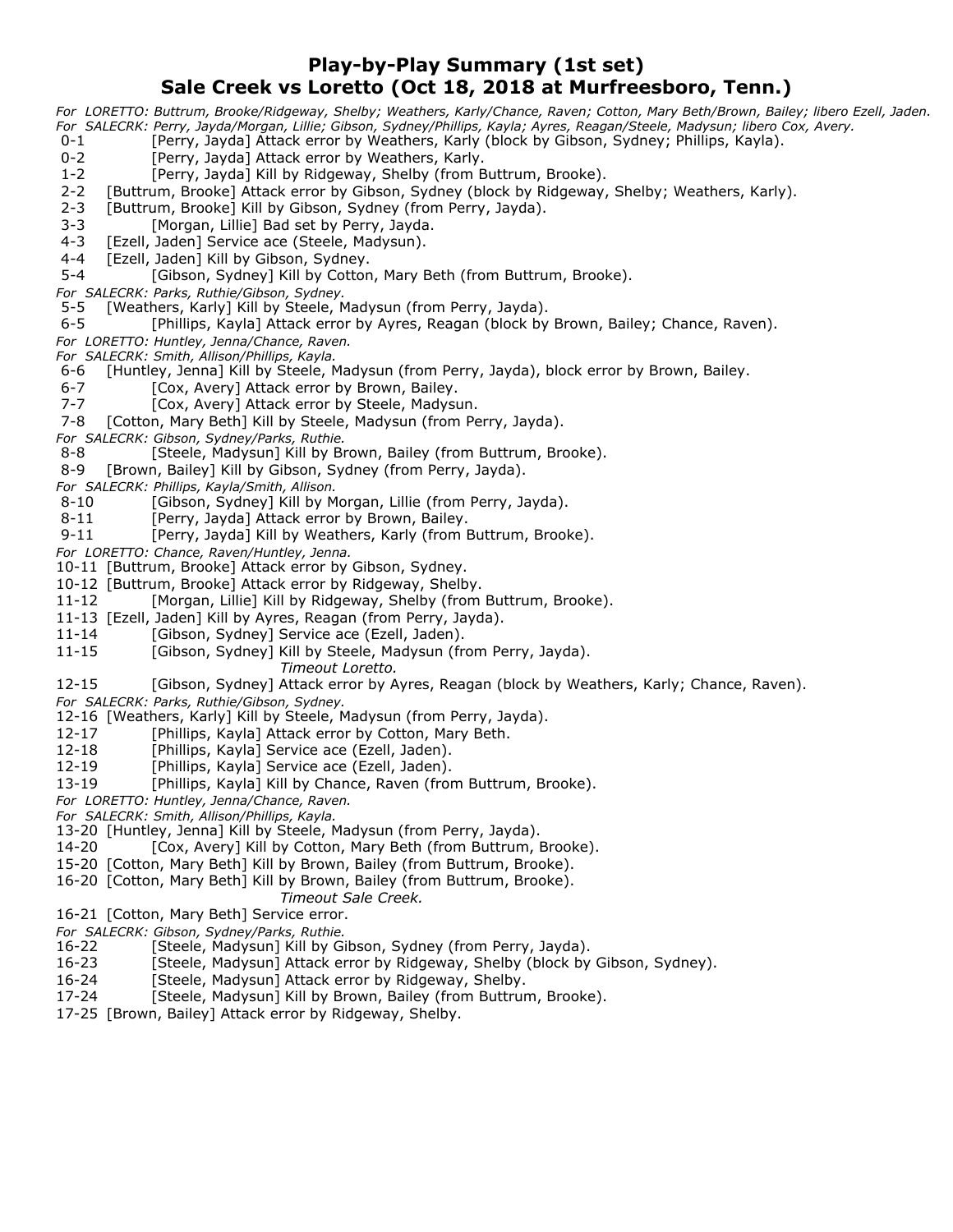# Play-by-Play Summary (1st set)
# Sale Creek vs Loretto (Oct 18, 2018 at Murfreesboro, Tenn.)

*For LORETTO: Buttrum, Brooke/Ridgeway, Shelby; Weathers, Karly/Chance, Raven; Cotton, Mary Beth/Brown, Bailey; libero Ezell, Jaden.*
*For SALECRK: Perry, Jayda/Morgan, Lillie; Gibson, Sydney/Phillips, Kayla; Ayres, Reagan/Steele, Madysun; libero Cox, Avery.*

0-1 [Perry, Jayda] Attack error by Weathers, Karly (block by Gibson, Sydney; Phillips, Kayla).
0-2 [Perry, Jayda] Attack error by Weathers, Karly.
1-2 [Perry, Jayda] Kill by Ridgeway, Shelby (from Buttrum, Brooke).
2-2 [Buttrum, Brooke] Attack error by Gibson, Sydney (block by Ridgeway, Shelby; Weathers, Karly).
2-3 [Buttrum, Brooke] Kill by Gibson, Sydney (from Perry, Jayda).
3-3 [Morgan, Lillie] Bad set by Perry, Jayda.
4-3 [Ezell, Jaden] Service ace (Steele, Madysun).
4-4 [Ezell, Jaden] Kill by Gibson, Sydney.
5-4 [Gibson, Sydney] Kill by Cotton, Mary Beth (from Buttrum, Brooke).
*For SALECRK: Parks, Ruthie/Gibson, Sydney.*
5-5 [Weathers, Karly] Kill by Steele, Madysun (from Perry, Jayda).
6-5 [Phillips, Kayla] Attack error by Ayres, Reagan (block by Brown, Bailey; Chance, Raven).
*For LORETTO: Huntley, Jenna/Chance, Raven.*
*For SALECRK: Smith, Allison/Phillips, Kayla.*
6-6 [Huntley, Jenna] Kill by Steele, Madysun (from Perry, Jayda), block error by Brown, Bailey.
6-7 [Cox, Avery] Attack error by Brown, Bailey.
7-7 [Cox, Avery] Attack error by Steele, Madysun.
7-8 [Cotton, Mary Beth] Kill by Steele, Madysun (from Perry, Jayda).
*For SALECRK: Gibson, Sydney/Parks, Ruthie.*
8-8 [Steele, Madysun] Kill by Brown, Bailey (from Buttrum, Brooke).
8-9 [Brown, Bailey] Kill by Gibson, Sydney (from Perry, Jayda).
*For SALECRK: Phillips, Kayla/Smith, Allison.*
8-10 [Gibson, Sydney] Kill by Morgan, Lillie (from Perry, Jayda).
8-11 [Perry, Jayda] Attack error by Brown, Bailey.
9-11 [Perry, Jayda] Kill by Weathers, Karly (from Buttrum, Brooke).
*For LORETTO: Chance, Raven/Huntley, Jenna.*
10-11 [Buttrum, Brooke] Attack error by Gibson, Sydney.
10-12 [Buttrum, Brooke] Attack error by Ridgeway, Shelby.
11-12 [Morgan, Lillie] Kill by Ridgeway, Shelby (from Buttrum, Brooke).
11-13 [Ezell, Jaden] Kill by Ayres, Reagan (from Perry, Jayda).
11-14 [Gibson, Sydney] Service ace (Ezell, Jaden).
11-15 [Gibson, Sydney] Kill by Steele, Madysun (from Perry, Jayda).
*Timeout Loretto.*
12-15 [Gibson, Sydney] Attack error by Ayres, Reagan (block by Weathers, Karly; Chance, Raven).
*For SALECRK: Parks, Ruthie/Gibson, Sydney.*
12-16 [Weathers, Karly] Kill by Steele, Madysun (from Perry, Jayda).
12-17 [Phillips, Kayla] Attack error by Cotton, Mary Beth.
12-18 [Phillips, Kayla] Service ace (Ezell, Jaden).
12-19 [Phillips, Kayla] Service ace (Ezell, Jaden).
13-19 [Phillips, Kayla] Kill by Chance, Raven (from Buttrum, Brooke).
*For LORETTO: Huntley, Jenna/Chance, Raven.*
*For SALECRK: Smith, Allison/Phillips, Kayla.*
13-20 [Huntley, Jenna] Kill by Steele, Madysun (from Perry, Jayda).
14-20 [Cox, Avery] Kill by Cotton, Mary Beth (from Buttrum, Brooke).
15-20 [Cotton, Mary Beth] Kill by Brown, Bailey (from Buttrum, Brooke).
16-20 [Cotton, Mary Beth] Kill by Brown, Bailey (from Buttrum, Brooke).
*Timeout Sale Creek.*
16-21 [Cotton, Mary Beth] Service error.
*For SALECRK: Gibson, Sydney/Parks, Ruthie.*
16-22 [Steele, Madysun] Kill by Gibson, Sydney (from Perry, Jayda).
16-23 [Steele, Madysun] Attack error by Ridgeway, Shelby (block by Gibson, Sydney).
16-24 [Steele, Madysun] Attack error by Ridgeway, Shelby.
17-24 [Steele, Madysun] Kill by Brown, Bailey (from Buttrum, Brooke).
17-25 [Brown, Bailey] Attack error by Ridgeway, Shelby.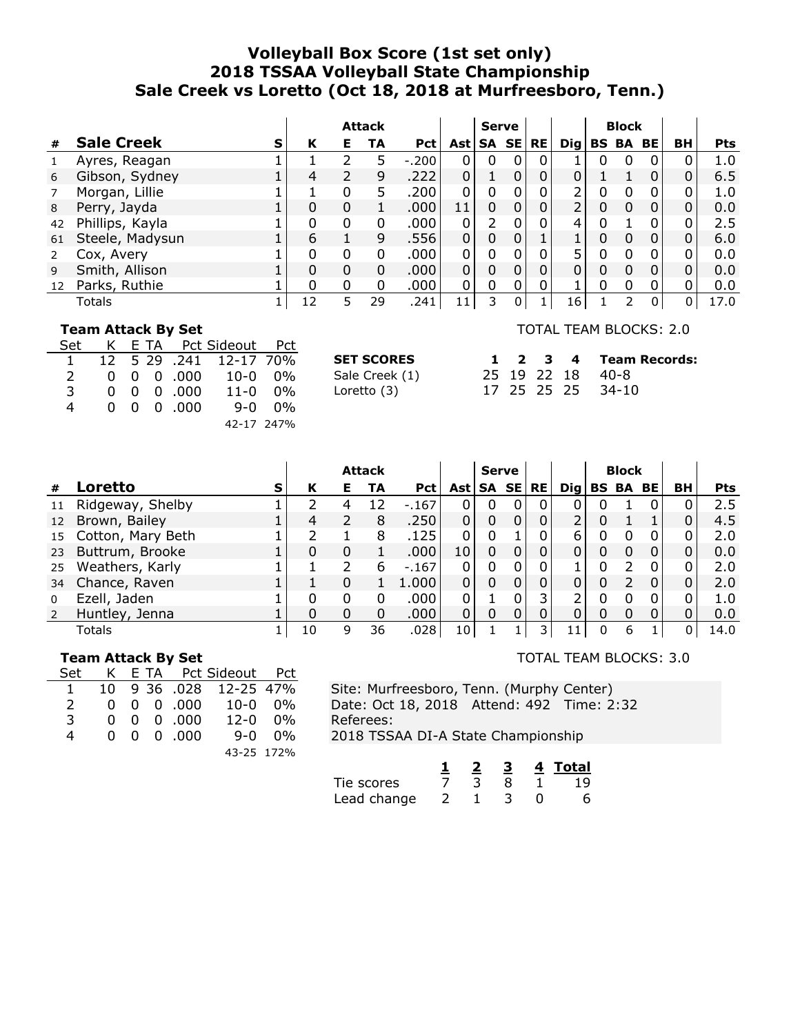# Volleyball Box Score (1st set only)
## 2018 TSSAA Volleyball State Championship
## Sale Creek vs Loretto (Oct 18, 2018 at Murfreesboro, Tenn.)

| | | | Attack | | | | | Serve | | | | Block | | | |
|---|---|---|---|---|---|---|---|---|---|---|---|---|---|---|---|---|
| # | **Sale Creek** | S | K | E | TA | Pct | Ast | SA | SE | RE | Dig | BS | BA | BE | BH | Pts |
| 1 | Ayres, Reagan | 1 | 1 | 2 | 5 | -.200 | 0 | 0 | 0 | 0 | 1 | 0 | 0 | 0 | 0 | 1.0 |
| 6 | Gibson, Sydney | 1 | 4 | 2 | 9 | .222 | 0 | 1 | 0 | 0 | 0 | 1 | 1 | 0 | 0 | 6.5 |
| 7 | Morgan, Lillie | 1 | 1 | 0 | 5 | .200 | 0 | 0 | 0 | 0 | 2 | 0 | 0 | 0 | 0 | 1.0 |
| 8 | Perry, Jayda | 1 | 0 | 0 | 1 | .000 | 11 | 0 | 0 | 0 | 2 | 0 | 0 | 0 | 0 | 0.0 |
| 42 | Phillips, Kayla | 1 | 0 | 0 | 0 | .000 | 0 | 2 | 0 | 0 | 4 | 0 | 1 | 0 | 0 | 2.5 |
| 61 | Steele, Madysun | 1 | 6 | 1 | 9 | .556 | 0 | 0 | 0 | 1 | 1 | 0 | 0 | 0 | 0 | 6.0 |
| 2 | Cox, Avery | 1 | 0 | 0 | 0 | .000 | 0 | 0 | 0 | 0 | 5 | 0 | 0 | 0 | 0 | 0.0 |
| 9 | Smith, Allison | 1 | 0 | 0 | 0 | .000 | 0 | 0 | 0 | 0 | 0 | 0 | 0 | 0 | 0 | 0.0 |
| 12 | Parks, Ruthie | 1 | 0 | 0 | 0 | .000 | 0 | 0 | 0 | 0 | 1 | 0 | 0 | 0 | 0 | 0.0 |
| | Totals | 1 | 12 | 5 | 29 | .241 | 11 | 3 | 0 | 1 | 16 | 1 | 2 | 0 | 0 | 17.0 |

**Team Attack By Set**

| Set | K | E | TA | Pct | Sideout | Pct |
|---|---|---|---|---|---|---|
| 1 | 12 | 5 | 29 | .241 | 12-17 | 70% |
| 2 | 0 | 0 | 0 | .000 | 10-0 | 0% |
| 3 | 0 | 0 | 0 | .000 | 11-0 | 0% |
| 4 | 0 | 0 | 0 | .000 | 9-0 | 0% |
| | | | | | 42-17 | 247% |

TOTAL TEAM BLOCKS: 2.0

| SET SCORES | 1 | 2 | 3 | 4 | Team Records: |
|---|---|---|---|---|---|
| Sale Creek (1) | 25 | 19 | 22 | 18 | 40-8 |
| Loretto (3) | 17 | 25 | 25 | 25 | 34-10 |

| | | | Attack | | | | | Serve | | | | Block | | | |
|---|---|---|---|---|---|---|---|---|---|---|---|---|---|---|---|---|
| # | **Loretto** | S | K | E | TA | Pct | Ast | SA | SE | RE | Dig | BS | BA | BE | BH | Pts |
| 11 | Ridgeway, Shelby | 1 | 2 | 4 | 12 | -.167 | 0 | 0 | 0 | 0 | 0 | 0 | 1 | 0 | 0 | 2.5 |
| 12 | Brown, Bailey | 1 | 4 | 2 | 8 | .250 | 0 | 0 | 0 | 0 | 2 | 0 | 1 | 1 | 0 | 4.5 |
| 15 | Cotton, Mary Beth | 1 | 2 | 1 | 8 | .125 | 0 | 0 | 1 | 0 | 6 | 0 | 0 | 0 | 0 | 2.0 |
| 23 | Buttrum, Brooke | 1 | 0 | 0 | 1 | .000 | 10 | 0 | 0 | 0 | 0 | 0 | 0 | 0 | 0 | 0.0 |
| 25 | Weathers, Karly | 1 | 1 | 2 | 6 | -.167 | 0 | 0 | 0 | 0 | 1 | 0 | 2 | 0 | 0 | 2.0 |
| 34 | Chance, Raven | 1 | 1 | 0 | 1 | 1.000 | 0 | 0 | 0 | 0 | 0 | 0 | 2 | 0 | 0 | 2.0 |
| 0 | Ezell, Jaden | 1 | 0 | 0 | 0 | .000 | 0 | 1 | 0 | 3 | 2 | 0 | 0 | 0 | 0 | 1.0 |
| 2 | Huntley, Jenna | 1 | 0 | 0 | 0 | .000 | 0 | 0 | 0 | 0 | 0 | 0 | 0 | 0 | 0 | 0.0 |
| | Totals | 1 | 10 | 9 | 36 | .028 | 10 | 1 | 1 | 3 | 11 | 0 | 6 | 1 | 0 | 14.0 |

**Team Attack By Set**

| Set | K | E | TA | Pct | Sideout | Pct |
|---|---|---|---|---|---|---|
| 1 | 10 | 9 | 36 | .028 | 12-25 | 47% |
| 2 | 0 | 0 | 0 | .000 | 10-0 | 0% |
| 3 | 0 | 0 | 0 | .000 | 12-0 | 0% |
| 4 | 0 | 0 | 0 | .000 | 9-0 | 0% |
| | | | | | 43-25 | 172% |

TOTAL TEAM BLOCKS: 3.0

Site: Murfreesboro, Tenn. (Murphy Center)
Date: Oct 18, 2018 Attend: 492 Time: 2:32
Referees:
2018 TSSAA DI-A State Championship

| | 1 | 2 | 3 | 4 | Total |
|---|---|---|---|---|---|
| Tie scores | 7 | 3 | 8 | 1 | 19 |
| Lead change | 2 | 1 | 3 | 0 | 6 |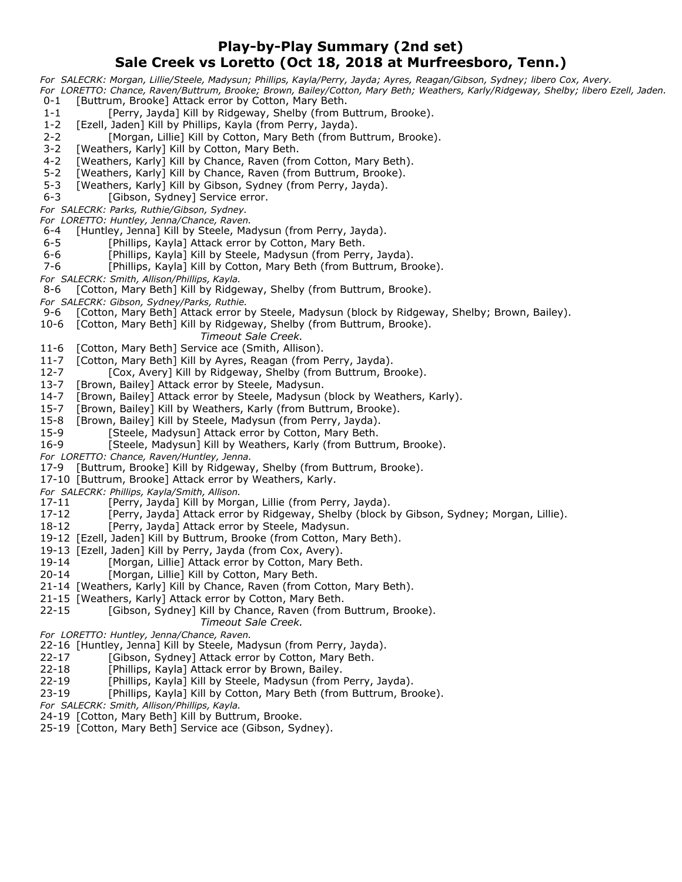## Play-by-Play Summary (2nd set)
## Sale Creek vs Loretto (Oct 18, 2018 at Murfreesboro, Tenn.)

*For SALECRK: Morgan, Lillie/Steele, Madysun; Phillips, Kayla/Perry, Jayda; Ayres, Reagan/Gibson, Sydney; libero Cox, Avery.*
*For LORETTO: Chance, Raven/Buttrum, Brooke; Brown, Bailey/Cotton, Mary Beth; Weathers, Karly/Ridgeway, Shelby; libero Ezell, Jaden.*

0-1 [Buttrum, Brooke] Attack error by Cotton, Mary Beth.
1-1 [Perry, Jayda] Kill by Ridgeway, Shelby (from Buttrum, Brooke).
1-2 [Ezell, Jaden] Kill by Phillips, Kayla (from Perry, Jayda).
2-2 [Morgan, Lillie] Kill by Cotton, Mary Beth (from Buttrum, Brooke).
3-2 [Weathers, Karly] Kill by Cotton, Mary Beth.
4-2 [Weathers, Karly] Kill by Chance, Raven (from Cotton, Mary Beth).
5-2 [Weathers, Karly] Kill by Chance, Raven (from Buttrum, Brooke).
5-3 [Weathers, Karly] Kill by Gibson, Sydney (from Perry, Jayda).
6-3 [Gibson, Sydney] Service error.

*For SALECRK: Parks, Ruthie/Gibson, Sydney.*
*For LORETTO: Huntley, Jenna/Chance, Raven.*

6-4 [Huntley, Jenna] Kill by Steele, Madysun (from Perry, Jayda).
6-5 [Phillips, Kayla] Attack error by Cotton, Mary Beth.
6-6 [Phillips, Kayla] Kill by Steele, Madysun (from Perry, Jayda).
7-6 [Phillips, Kayla] Kill by Cotton, Mary Beth (from Buttrum, Brooke).

*For SALECRK: Smith, Allison/Phillips, Kayla.*

8-6 [Cotton, Mary Beth] Kill by Ridgeway, Shelby (from Buttrum, Brooke).

*For SALECRK: Gibson, Sydney/Parks, Ruthie.*

9-6 [Cotton, Mary Beth] Attack error by Steele, Madysun (block by Ridgeway, Shelby; Brown, Bailey).
10-6 [Cotton, Mary Beth] Kill by Ridgeway, Shelby (from Buttrum, Brooke).

*Timeout Sale Creek.*

11-6 [Cotton, Mary Beth] Service ace (Smith, Allison).
11-7 [Cotton, Mary Beth] Kill by Ayres, Reagan (from Perry, Jayda).
12-7 [Cox, Avery] Kill by Ridgeway, Shelby (from Buttrum, Brooke).
13-7 [Brown, Bailey] Attack error by Steele, Madysun.
14-7 [Brown, Bailey] Attack error by Steele, Madysun (block by Weathers, Karly).
15-7 [Brown, Bailey] Kill by Weathers, Karly (from Buttrum, Brooke).
15-8 [Brown, Bailey] Kill by Steele, Madysun (from Perry, Jayda).
15-9 [Steele, Madysun] Attack error by Cotton, Mary Beth.
16-9 [Steele, Madysun] Kill by Weathers, Karly (from Buttrum, Brooke).

*For LORETTO: Chance, Raven/Huntley, Jenna.*

17-9 [Buttrum, Brooke] Kill by Ridgeway, Shelby (from Buttrum, Brooke).
17-10 [Buttrum, Brooke] Attack error by Weathers, Karly.

*For SALECRK: Phillips, Kayla/Smith, Allison.*

17-11 [Perry, Jayda] Kill by Morgan, Lillie (from Perry, Jayda).
17-12 [Perry, Jayda] Attack error by Ridgeway, Shelby (block by Gibson, Sydney; Morgan, Lillie).
18-12 [Perry, Jayda] Attack error by Steele, Madysun.
19-12 [Ezell, Jaden] Kill by Buttrum, Brooke (from Cotton, Mary Beth).
19-13 [Ezell, Jaden] Kill by Perry, Jayda (from Cox, Avery).
19-14 [Morgan, Lillie] Attack error by Cotton, Mary Beth.
20-14 [Morgan, Lillie] Kill by Cotton, Mary Beth.
21-14 [Weathers, Karly] Kill by Chance, Raven (from Cotton, Mary Beth).
21-15 [Weathers, Karly] Attack error by Cotton, Mary Beth.
22-15 [Gibson, Sydney] Kill by Chance, Raven (from Buttrum, Brooke).

*Timeout Sale Creek.*

*For LORETTO: Huntley, Jenna/Chance, Raven.*

22-16 [Huntley, Jenna] Kill by Steele, Madysun (from Perry, Jayda).
22-17 [Gibson, Sydney] Attack error by Cotton, Mary Beth.
22-18 [Phillips, Kayla] Attack error by Brown, Bailey.
22-19 [Phillips, Kayla] Kill by Steele, Madysun (from Perry, Jayda).
23-19 [Phillips, Kayla] Kill by Cotton, Mary Beth (from Buttrum, Brooke).

*For SALECRK: Smith, Allison/Phillips, Kayla.*

24-19 [Cotton, Mary Beth] Kill by Buttrum, Brooke.
25-19 [Cotton, Mary Beth] Service ace (Gibson, Sydney).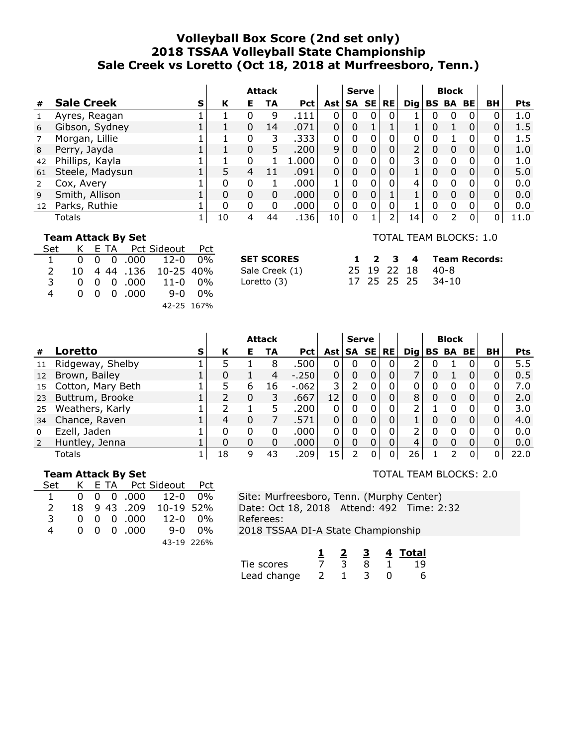# Volleyball Box Score (2nd set only)
# 2018 TSSAA Volleyball State Championship
# Sale Creek vs Loretto (Oct 18, 2018 at Murfreesboro, Tenn.)

| # | Sale Creek | S | Attack K | Attack E | Attack TA | Attack Pct | Ast | Serve SA | Serve SE | RE | Dig | Block BS | Block BA | Block BE | BH | Pts |
|---|---|---|---|---|---|---|---|---|---|---|---|---|---|---|---|---|
| 1 | Ayres, Reagan | 1 | 1 | 0 | 9 | .111 | 0 | 0 | 0 | 0 | 1 | 0 | 0 | 0 | 0 | 1.0 |
| 6 | Gibson, Sydney | 1 | 1 | 0 | 14 | .071 | 0 | 0 | 1 | 1 | 1 | 0 | 1 | 0 | 0 | 1.5 |
| 7 | Morgan, Lillie | 1 | 1 | 0 | 3 | .333 | 0 | 0 | 0 | 0 | 0 | 0 | 1 | 0 | 0 | 1.5 |
| 8 | Perry, Jayda | 1 | 1 | 0 | 5 | .200 | 9 | 0 | 0 | 0 | 2 | 0 | 0 | 0 | 0 | 1.0 |
| 42 | Phillips, Kayla | 1 | 1 | 0 | 1 | 1.000 | 0 | 0 | 0 | 0 | 3 | 0 | 0 | 0 | 0 | 1.0 |
| 61 | Steele, Madysun | 1 | 5 | 4 | 11 | .091 | 0 | 0 | 0 | 0 | 1 | 0 | 0 | 0 | 0 | 5.0 |
| 2 | Cox, Avery | 1 | 0 | 0 | 1 | .000 | 1 | 0 | 0 | 0 | 4 | 0 | 0 | 0 | 0 | 0.0 |
| 9 | Smith, Allison | 1 | 0 | 0 | 0 | .000 | 0 | 0 | 0 | 1 | 1 | 0 | 0 | 0 | 0 | 0.0 |
| 12 | Parks, Ruthie | 1 | 0 | 0 | 0 | .000 | 0 | 0 | 0 | 0 | 1 | 0 | 0 | 0 | 0 | 0.0 |
| | Totals | 1 | 10 | 4 | 44 | .136 | 10 | 0 | 1 | 2 | 14 | 0 | 2 | 0 | 0 | 11.0 |

**Team Attack By Set**

| Set | K | E | TA | Pct | Sideout | Pct |
|---|---|---|---|---|---|---|
| 1 | 0 | 0 | 0 | .000 | 12-0 | 0% |
| 2 | 10 | 4 | 44 | .136 | 10-25 | 40% |
| 3 | 0 | 0 | 0 | .000 | 11-0 | 0% |
| 4 | 0 | 0 | 0 | .000 | 9-0 | 0% |
| | | | | | 42-25 | 167% |

TOTAL TEAM BLOCKS: 1.0

| SET SCORES | 1 | 2 | 3 | 4 | Team Records: |
|---|---|---|---|---|---|
| Sale Creek (1) | 25 | 19 | 22 | 18 | 40-8 |
| Loretto (3) | 17 | 25 | 25 | 25 | 34-10 |

| # | Loretto | S | Attack K | Attack E | Attack TA | Attack Pct | Ast | Serve SA | Serve SE | RE | Dig | Block BS | Block BA | Block BE | BH | Pts |
|---|---|---|---|---|---|---|---|---|---|---|---|---|---|---|---|---|
| 11 | Ridgeway, Shelby | 1 | 5 | 1 | 8 | .500 | 0 | 0 | 0 | 0 | 2 | 0 | 1 | 0 | 0 | 5.5 |
| 12 | Brown, Bailey | 1 | 0 | 1 | 4 | -.250 | 0 | 0 | 0 | 0 | 7 | 0 | 1 | 0 | 0 | 0.5 |
| 15 | Cotton, Mary Beth | 1 | 5 | 6 | 16 | -.062 | 3 | 2 | 0 | 0 | 0 | 0 | 0 | 0 | 0 | 7.0 |
| 23 | Buttrum, Brooke | 1 | 2 | 0 | 3 | .667 | 12 | 0 | 0 | 0 | 8 | 0 | 0 | 0 | 0 | 2.0 |
| 25 | Weathers, Karly | 1 | 2 | 1 | 5 | .200 | 0 | 0 | 0 | 0 | 2 | 1 | 0 | 0 | 0 | 3.0 |
| 34 | Chance, Raven | 1 | 4 | 0 | 7 | .571 | 0 | 0 | 0 | 0 | 1 | 0 | 0 | 0 | 0 | 4.0 |
| 0 | Ezell, Jaden | 1 | 0 | 0 | 0 | .000 | 0 | 0 | 0 | 0 | 2 | 0 | 0 | 0 | 0 | 0.0 |
| 2 | Huntley, Jenna | 1 | 0 | 0 | 0 | .000 | 0 | 0 | 0 | 0 | 4 | 0 | 0 | 0 | 0 | 0.0 |
| | Totals | 1 | 18 | 9 | 43 | .209 | 15 | 2 | 0 | 0 | 26 | 1 | 2 | 0 | 0 | 22.0 |

**Team Attack By Set**

| Set | K | E | TA | Pct | Sideout | Pct |
|---|---|---|---|---|---|---|
| 1 | 0 | 0 | 0 | .000 | 12-0 | 0% |
| 2 | 18 | 9 | 43 | .209 | 10-19 | 52% |
| 3 | 0 | 0 | 0 | .000 | 12-0 | 0% |
| 4 | 0 | 0 | 0 | .000 | 9-0 | 0% |
| | | | | | 43-19 | 226% |

TOTAL TEAM BLOCKS: 2.0

Site: Murfreesboro, Tenn. (Murphy Center)
Date: Oct 18, 2018 Attend: 492 Time: 2:32
Referees:
2018 TSSAA DI-A State Championship

| | 1 | 2 | 3 | 4 | Total |
|---|---|---|---|---|---|
| Tie scores | 7 | 3 | 8 | 1 | 19 |
| Lead change | 2 | 1 | 3 | 0 | 6 |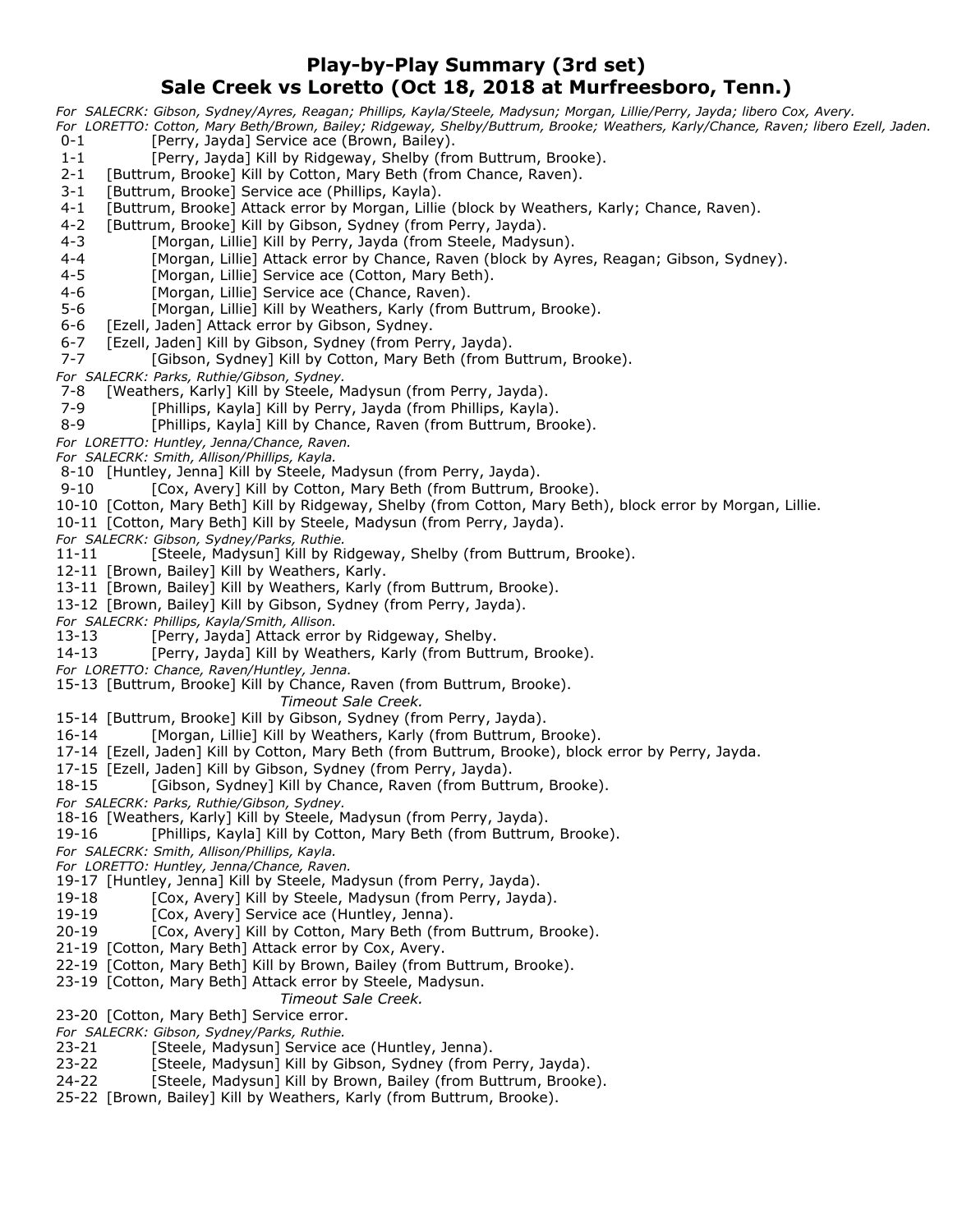## Play-by-Play Summary (3rd set)
## Sale Creek vs Loretto (Oct 18, 2018 at Murfreesboro, Tenn.)

*For SALECRK: Gibson, Sydney/Ayres, Reagan; Phillips, Kayla/Steele, Madysun; Morgan, Lillie/Perry, Jayda; libero Cox, Avery.*
*For LORETTO: Cotton, Mary Beth/Brown, Bailey; Ridgeway, Shelby/Buttrum, Brooke; Weathers, Karly/Chance, Raven; libero Ezell, Jaden.*

0-1 [Perry, Jayda] Service ace (Brown, Bailey).
1-1 [Perry, Jayda] Kill by Ridgeway, Shelby (from Buttrum, Brooke).
2-1 [Buttrum, Brooke] Kill by Cotton, Mary Beth (from Chance, Raven).
3-1 [Buttrum, Brooke] Service ace (Phillips, Kayla).
4-1 [Buttrum, Brooke] Attack error by Morgan, Lillie (block by Weathers, Karly; Chance, Raven).
4-2 [Buttrum, Brooke] Kill by Gibson, Sydney (from Perry, Jayda).
4-3 [Morgan, Lillie] Kill by Perry, Jayda (from Steele, Madysun).
4-4 [Morgan, Lillie] Attack error by Chance, Raven (block by Ayres, Reagan; Gibson, Sydney).
4-5 [Morgan, Lillie] Service ace (Cotton, Mary Beth).
4-6 [Morgan, Lillie] Service ace (Chance, Raven).
5-6 [Morgan, Lillie] Kill by Weathers, Karly (from Buttrum, Brooke).
6-6 [Ezell, Jaden] Attack error by Gibson, Sydney.
6-7 [Ezell, Jaden] Kill by Gibson, Sydney (from Perry, Jayda).
7-7 [Gibson, Sydney] Kill by Cotton, Mary Beth (from Buttrum, Brooke).
*For SALECRK: Parks, Ruthie/Gibson, Sydney.*
7-8 [Weathers, Karly] Kill by Steele, Madysun (from Perry, Jayda).
7-9 [Phillips, Kayla] Kill by Perry, Jayda (from Phillips, Kayla).
8-9 [Phillips, Kayla] Kill by Chance, Raven (from Buttrum, Brooke).
*For LORETTO: Huntley, Jenna/Chance, Raven.*
*For SALECRK: Smith, Allison/Phillips, Kayla.*
8-10 [Huntley, Jenna] Kill by Steele, Madysun (from Perry, Jayda).
9-10 [Cox, Avery] Kill by Cotton, Mary Beth (from Buttrum, Brooke).
10-10 [Cotton, Mary Beth] Kill by Ridgeway, Shelby (from Cotton, Mary Beth), block error by Morgan, Lillie.
10-11 [Cotton, Mary Beth] Kill by Steele, Madysun (from Perry, Jayda).
*For SALECRK: Gibson, Sydney/Parks, Ruthie.*
11-11 [Steele, Madysun] Kill by Ridgeway, Shelby (from Buttrum, Brooke).
12-11 [Brown, Bailey] Kill by Weathers, Karly.
13-11 [Brown, Bailey] Kill by Weathers, Karly (from Buttrum, Brooke).
13-12 [Brown, Bailey] Kill by Gibson, Sydney (from Perry, Jayda).
*For SALECRK: Phillips, Kayla/Smith, Allison.*
13-13 [Perry, Jayda] Attack error by Ridgeway, Shelby.
14-13 [Perry, Jayda] Kill by Weathers, Karly (from Buttrum, Brooke).
*For LORETTO: Chance, Raven/Huntley, Jenna.*
15-13 [Buttrum, Brooke] Kill by Chance, Raven (from Buttrum, Brooke).
*Timeout Sale Creek.*
15-14 [Buttrum, Brooke] Kill by Gibson, Sydney (from Perry, Jayda).
16-14 [Morgan, Lillie] Kill by Weathers, Karly (from Buttrum, Brooke).
17-14 [Ezell, Jaden] Kill by Cotton, Mary Beth (from Buttrum, Brooke), block error by Perry, Jayda.
17-15 [Ezell, Jaden] Kill by Gibson, Sydney (from Perry, Jayda).
18-15 [Gibson, Sydney] Kill by Chance, Raven (from Buttrum, Brooke).
*For SALECRK: Parks, Ruthie/Gibson, Sydney.*
18-16 [Weathers, Karly] Kill by Steele, Madysun (from Perry, Jayda).
19-16 [Phillips, Kayla] Kill by Cotton, Mary Beth (from Buttrum, Brooke).
*For SALECRK: Smith, Allison/Phillips, Kayla.*
*For LORETTO: Huntley, Jenna/Chance, Raven.*
19-17 [Huntley, Jenna] Kill by Steele, Madysun (from Perry, Jayda).
19-18 [Cox, Avery] Kill by Steele, Madysun (from Perry, Jayda).
19-19 [Cox, Avery] Service ace (Huntley, Jenna).
20-19 [Cox, Avery] Kill by Cotton, Mary Beth (from Buttrum, Brooke).
21-19 [Cotton, Mary Beth] Attack error by Cox, Avery.
22-19 [Cotton, Mary Beth] Kill by Brown, Bailey (from Buttrum, Brooke).
23-19 [Cotton, Mary Beth] Attack error by Steele, Madysun.
*Timeout Sale Creek.*
23-20 [Cotton, Mary Beth] Service error.
*For SALECRK: Gibson, Sydney/Parks, Ruthie.*
23-21 [Steele, Madysun] Service ace (Huntley, Jenna).
23-22 [Steele, Madysun] Kill by Gibson, Sydney (from Perry, Jayda).
24-22 [Steele, Madysun] Kill by Brown, Bailey (from Buttrum, Brooke).
25-22 [Brown, Bailey] Kill by Weathers, Karly (from Buttrum, Brooke).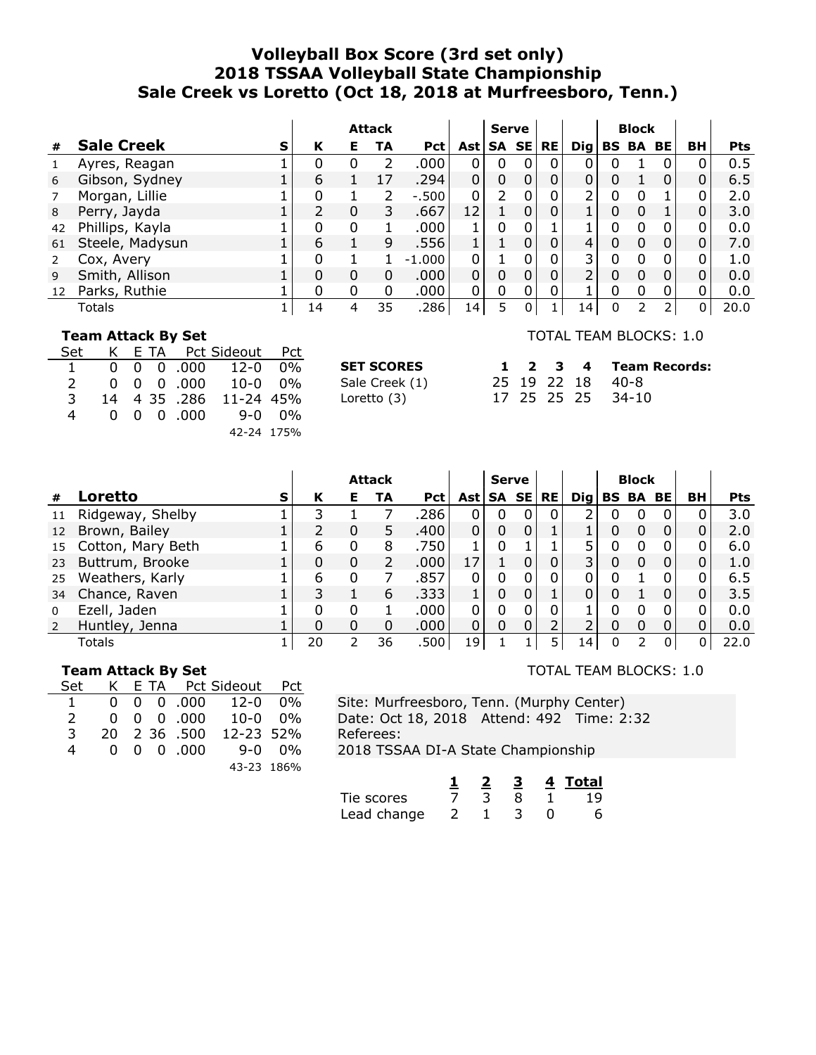# Volleyball Box Score (3rd set only)
# 2018 TSSAA Volleyball State Championship
# Sale Creek vs Loretto (Oct 18, 2018 at Murfreesboro, Tenn.)

| # | Sale Creek | S | Attack K | Attack E | Attack TA | Attack Pct | Ast | Serve SA | Serve SE | RE | Dig | Block BS | Block BA | Block BE | BH | Pts |
|---|---|---|---|---|---|---|---|---|---|---|---|---|---|---|---|---|
| 1 | Ayres, Reagan | 1 | 0 | 0 | 2 | .000 | 0 | 0 | 0 | 0 | 0 | 0 | 1 | 0 | 0 | 0.5 |
| 6 | Gibson, Sydney | 1 | 6 | 1 | 17 | .294 | 0 | 0 | 0 | 0 | 0 | 0 | 1 | 0 | 0 | 6.5 |
| 7 | Morgan, Lillie | 1 | 0 | 1 | 2 | -.500 | 0 | 2 | 0 | 0 | 2 | 0 | 0 | 1 | 0 | 2.0 |
| 8 | Perry, Jayda | 1 | 2 | 0 | 3 | .667 | 12 | 1 | 0 | 0 | 1 | 0 | 0 | 1 | 0 | 3.0 |
| 42 | Phillips, Kayla | 1 | 0 | 0 | 1 | .000 | 1 | 0 | 0 | 1 | 1 | 0 | 0 | 0 | 0 | 0.0 |
| 61 | Steele, Madysun | 1 | 6 | 1 | 9 | .556 | 1 | 1 | 0 | 0 | 4 | 0 | 0 | 0 | 0 | 7.0 |
| 2 | Cox, Avery | 1 | 0 | 1 | 1 | -1.000 | 0 | 1 | 0 | 0 | 3 | 0 | 0 | 0 | 0 | 1.0 |
| 9 | Smith, Allison | 1 | 0 | 0 | 0 | .000 | 0 | 0 | 0 | 0 | 2 | 0 | 0 | 0 | 0 | 0.0 |
| 12 | Parks, Ruthie | 1 | 0 | 0 | 0 | .000 | 0 | 0 | 0 | 0 | 1 | 0 | 0 | 0 | 0 | 0.0 |
| | Totals | 1 | 14 | 4 | 35 | .286 | 14 | 5 | 0 | 1 | 14 | 0 | 2 | 2 | 0 | 20.0 |

**Team Attack By Set**

| Set | K | E | TA | Pct | Sideout | Pct |
|---|---|---|---|---|---|---|
| 1 | 0 | 0 | 0 | .000 | 12-0 | 0% |
| 2 | 0 | 0 | 0 | .000 | 10-0 | 0% |
| 3 | 14 | 4 | 35 | .286 | 11-24 | 45% |
| 4 | 0 | 0 | 0 | .000 | 9-0 | 0% |
| | | | | | 42-24 | 175% |

TOTAL TEAM BLOCKS: 1.0

| SET SCORES | 1 | 2 | 3 | 4 | Team Records: |
|---|---|---|---|---|---|
| Sale Creek (1) | 25 | 19 | 22 | 18 | 40-8 |
| Loretto (3) | 17 | 25 | 25 | 25 | 34-10 |

| # | Loretto | S | Attack K | Attack E | Attack TA | Attack Pct | Ast | Serve SA | Serve SE | RE | Dig | Block BS | Block BA | Block BE | BH | Pts |
|---|---|---|---|---|---|---|---|---|---|---|---|---|---|---|---|---|
| 11 | Ridgeway, Shelby | 1 | 3 | 1 | 7 | .286 | 0 | 0 | 0 | 0 | 2 | 0 | 0 | 0 | 0 | 3.0 |
| 12 | Brown, Bailey | 1 | 2 | 0 | 5 | .400 | 0 | 0 | 0 | 1 | 1 | 0 | 0 | 0 | 0 | 2.0 |
| 15 | Cotton, Mary Beth | 1 | 6 | 0 | 8 | .750 | 1 | 0 | 1 | 1 | 5 | 0 | 0 | 0 | 0 | 6.0 |
| 23 | Buttrum, Brooke | 1 | 0 | 0 | 2 | .000 | 17 | 1 | 0 | 0 | 3 | 0 | 0 | 0 | 0 | 1.0 |
| 25 | Weathers, Karly | 1 | 6 | 0 | 7 | .857 | 0 | 0 | 0 | 0 | 0 | 0 | 1 | 0 | 0 | 6.5 |
| 34 | Chance, Raven | 1 | 3 | 1 | 6 | .333 | 1 | 0 | 0 | 1 | 0 | 0 | 1 | 0 | 0 | 3.5 |
| 0 | Ezell, Jaden | 1 | 0 | 0 | 1 | .000 | 0 | 0 | 0 | 0 | 1 | 0 | 0 | 0 | 0 | 0.0 |
| 2 | Huntley, Jenna | 1 | 0 | 0 | 0 | .000 | 0 | 0 | 0 | 2 | 2 | 0 | 0 | 0 | 0 | 0.0 |
| | Totals | 1 | 20 | 2 | 36 | .500 | 19 | 1 | 1 | 5 | 14 | 0 | 2 | 0 | 0 | 22.0 |

**Team Attack By Set**

| Set | K | E | TA | Pct | Sideout | Pct |
|---|---|---|---|---|---|---|
| 1 | 0 | 0 | 0 | .000 | 12-0 | 0% |
| 2 | 0 | 0 | 0 | .000 | 10-0 | 0% |
| 3 | 20 | 2 | 36 | .500 | 12-23 | 52% |
| 4 | 0 | 0 | 0 | .000 | 9-0 | 0% |
| | | | | | 43-23 | 186% |

TOTAL TEAM BLOCKS: 1.0

Site: Murfreesboro, Tenn. (Murphy Center)
Date: Oct 18, 2018 Attend: 492 Time: 2:32
Referees:
2018 TSSAA DI-A State Championship

| | 1 | 2 | 3 | 4 | Total |
|---|---|---|---|---|---|
| Tie scores | 7 | 3 | 8 | 1 | 19 |
| Lead change | 2 | 1 | 3 | 0 | 6 |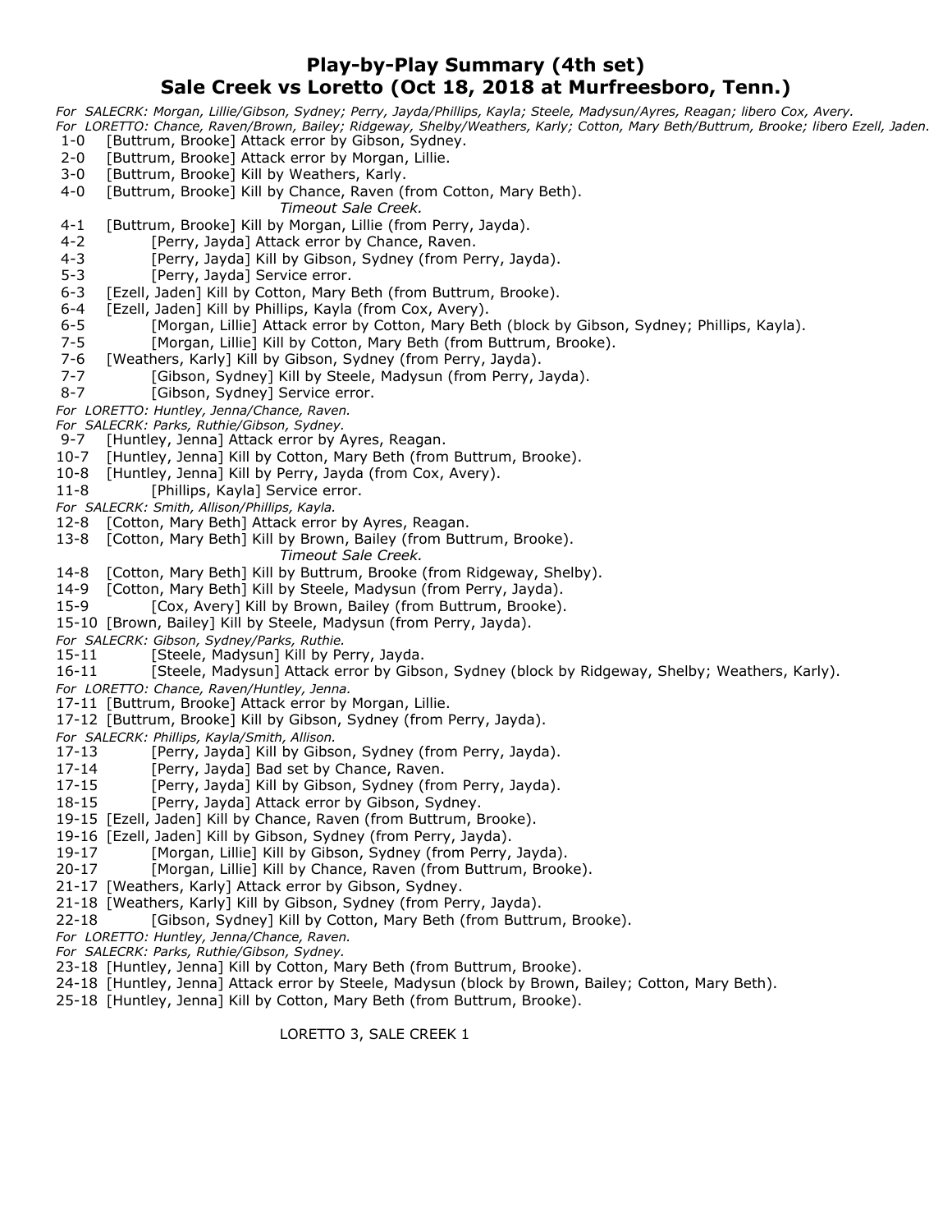# Play-by-Play Summary (4th set)
# Sale Creek vs Loretto (Oct 18, 2018 at Murfreesboro, Tenn.)

*For SALECRK: Morgan, Lillie/Gibson, Sydney; Perry, Jayda/Phillips, Kayla; Steele, Madysun/Ayres, Reagan; libero Cox, Avery.*
*For LORETTO: Chance, Raven/Brown, Bailey; Ridgeway, Shelby/Weathers, Karly; Cotton, Mary Beth/Buttrum, Brooke; libero Ezell, Jaden.*

1-0 [Buttrum, Brooke] Attack error by Gibson, Sydney.
2-0 [Buttrum, Brooke] Attack error by Morgan, Lillie.
3-0 [Buttrum, Brooke] Kill by Weathers, Karly.
4-0 [Buttrum, Brooke] Kill by Chance, Raven (from Cotton, Mary Beth).
*Timeout Sale Creek.*
4-1 [Buttrum, Brooke] Kill by Morgan, Lillie (from Perry, Jayda).
4-2 [Perry, Jayda] Attack error by Chance, Raven.
4-3 [Perry, Jayda] Kill by Gibson, Sydney (from Perry, Jayda).
5-3 [Perry, Jayda] Service error.
6-3 [Ezell, Jaden] Kill by Cotton, Mary Beth (from Buttrum, Brooke).
6-4 [Ezell, Jaden] Kill by Phillips, Kayla (from Cox, Avery).
6-5 [Morgan, Lillie] Attack error by Cotton, Mary Beth (block by Gibson, Sydney; Phillips, Kayla).
7-5 [Morgan, Lillie] Kill by Cotton, Mary Beth (from Buttrum, Brooke).
7-6 [Weathers, Karly] Kill by Gibson, Sydney (from Perry, Jayda).
7-7 [Gibson, Sydney] Kill by Steele, Madysun (from Perry, Jayda).
8-7 [Gibson, Sydney] Service error.
*For LORETTO: Huntley, Jenna/Chance, Raven.*
*For SALECRK: Parks, Ruthie/Gibson, Sydney.*
9-7 [Huntley, Jenna] Attack error by Ayres, Reagan.
10-7 [Huntley, Jenna] Kill by Cotton, Mary Beth (from Buttrum, Brooke).
10-8 [Huntley, Jenna] Kill by Perry, Jayda (from Cox, Avery).
11-8 [Phillips, Kayla] Service error.
*For SALECRK: Smith, Allison/Phillips, Kayla.*
12-8 [Cotton, Mary Beth] Attack error by Ayres, Reagan.
13-8 [Cotton, Mary Beth] Kill by Brown, Bailey (from Buttrum, Brooke).
*Timeout Sale Creek.*
14-8 [Cotton, Mary Beth] Kill by Buttrum, Brooke (from Ridgeway, Shelby).
14-9 [Cotton, Mary Beth] Kill by Steele, Madysun (from Perry, Jayda).
15-9 [Cox, Avery] Kill by Brown, Bailey (from Buttrum, Brooke).
15-10 [Brown, Bailey] Kill by Steele, Madysun (from Perry, Jayda).
*For SALECRK: Gibson, Sydney/Parks, Ruthie.*
15-11 [Steele, Madysun] Kill by Perry, Jayda.
16-11 [Steele, Madysun] Attack error by Gibson, Sydney (block by Ridgeway, Shelby; Weathers, Karly).
*For LORETTO: Chance, Raven/Huntley, Jenna.*
17-11 [Buttrum, Brooke] Attack error by Morgan, Lillie.
17-12 [Buttrum, Brooke] Kill by Gibson, Sydney (from Perry, Jayda).
*For SALECRK: Phillips, Kayla/Smith, Allison.*
17-13 [Perry, Jayda] Kill by Gibson, Sydney (from Perry, Jayda).
17-14 [Perry, Jayda] Bad set by Chance, Raven.
17-15 [Perry, Jayda] Kill by Gibson, Sydney (from Perry, Jayda).
18-15 [Perry, Jayda] Attack error by Gibson, Sydney.
19-15 [Ezell, Jaden] Kill by Chance, Raven (from Buttrum, Brooke).
19-16 [Ezell, Jaden] Kill by Gibson, Sydney (from Perry, Jayda).
19-17 [Morgan, Lillie] Kill by Gibson, Sydney (from Perry, Jayda).
20-17 [Morgan, Lillie] Kill by Chance, Raven (from Buttrum, Brooke).
21-17 [Weathers, Karly] Attack error by Gibson, Sydney.
21-18 [Weathers, Karly] Kill by Gibson, Sydney (from Perry, Jayda).
22-18 [Gibson, Sydney] Kill by Cotton, Mary Beth (from Buttrum, Brooke).
*For LORETTO: Huntley, Jenna/Chance, Raven.*
*For SALECRK: Parks, Ruthie/Gibson, Sydney.*
23-18 [Huntley, Jenna] Kill by Cotton, Mary Beth (from Buttrum, Brooke).
24-18 [Huntley, Jenna] Attack error by Steele, Madysun (block by Brown, Bailey; Cotton, Mary Beth).
25-18 [Huntley, Jenna] Kill by Cotton, Mary Beth (from Buttrum, Brooke).

LORETTO 3, SALE CREEK 1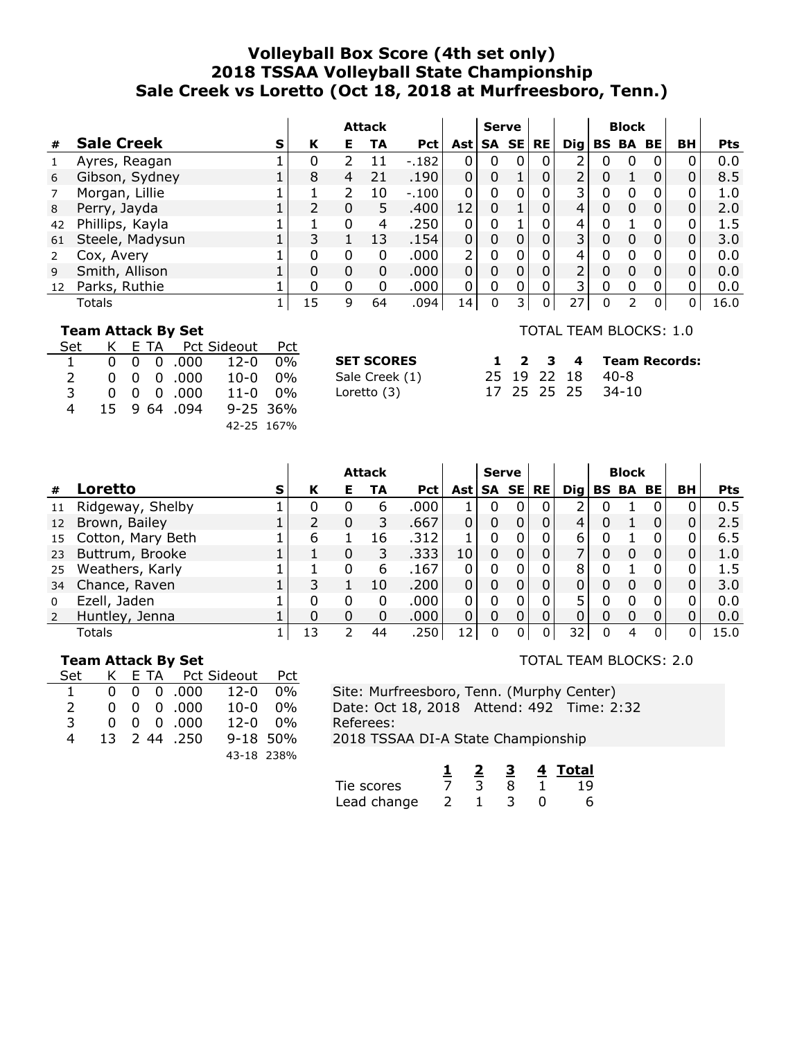# Volleyball Box Score (4th set only)
## 2018 TSSAA Volleyball State Championship
## Sale Creek vs Loretto (Oct 18, 2018 at Murfreesboro, Tenn.)

| | | | Attack | | | | | Serve | | | | Block | | | | |
|---|---|---|---|---|---|---|---|---|---|---|---|---|---|---|---|---|
| # | Sale Creek | S | K | E | TA | Pct | Ast | SA | SE | RE | Dig | BS | BA | BE | BH | Pts |
| 1 | Ayres, Reagan | 1 | 0 | 2 | 11 | -.182 | 0 | 0 | 0 | 0 | 2 | 0 | 0 | 0 | 0 | 0.0 |
| 6 | Gibson, Sydney | 1 | 8 | 4 | 21 | .190 | 0 | 0 | 1 | 0 | 2 | 0 | 1 | 0 | 0 | 8.5 |
| 7 | Morgan, Lillie | 1 | 1 | 2 | 10 | -.100 | 0 | 0 | 0 | 0 | 3 | 0 | 0 | 0 | 0 | 1.0 |
| 8 | Perry, Jayda | 1 | 2 | 0 | 5 | .400 | 12 | 0 | 1 | 0 | 4 | 0 | 0 | 0 | 0 | 2.0 |
| 42 | Phillips, Kayla | 1 | 1 | 0 | 4 | .250 | 0 | 0 | 1 | 0 | 4 | 0 | 1 | 0 | 0 | 1.5 |
| 61 | Steele, Madysun | 1 | 3 | 1 | 13 | .154 | 0 | 0 | 0 | 0 | 3 | 0 | 0 | 0 | 0 | 3.0 |
| 2 | Cox, Avery | 1 | 0 | 0 | 0 | .000 | 2 | 0 | 0 | 0 | 4 | 0 | 0 | 0 | 0 | 0.0 |
| 9 | Smith, Allison | 1 | 0 | 0 | 0 | .000 | 0 | 0 | 0 | 0 | 2 | 0 | 0 | 0 | 0 | 0.0 |
| 12 | Parks, Ruthie | 1 | 0 | 0 | 0 | .000 | 0 | 0 | 0 | 0 | 3 | 0 | 0 | 0 | 0 | 0.0 |
| | Totals | 1 | 15 | 9 | 64 | .094 | 14 | 0 | 3 | 0 | 27 | 0 | 2 | 0 | 0 | 16.0 |

**Team Attack By Set**

| Set | K | E | TA | Pct | Sideout | Pct |
|---|---|---|---|---|---|---|
| 1 | 0 | 0 | 0 | .000 | 12-0 | 0% |
| 2 | 0 | 0 | 0 | .000 | 10-0 | 0% |
| 3 | 0 | 0 | 0 | .000 | 11-0 | 0% |
| 4 | 15 | 9 | 64 | .094 | 9-25 | 36% |
| | | | | | 42-25 | 167% |

TOTAL TEAM BLOCKS: 1.0

| SET SCORES | 1 | 2 | 3 | 4 | Team Records: |
|---|---|---|---|---|---|
| Sale Creek (1) | 25 | 19 | 22 | 18 | 40-8 |
| Loretto (3) | 17 | 25 | 25 | 25 | 34-10 |

| | | | Attack | | | | | Serve | | | | Block | | | | |
|---|---|---|---|---|---|---|---|---|---|---|---|---|---|---|---|---|
| # | Loretto | S | K | E | TA | Pct | Ast | SA | SE | RE | Dig | BS | BA | BE | BH | Pts |
| 11 | Ridgeway, Shelby | 1 | 0 | 0 | 6 | .000 | 1 | 0 | 0 | 0 | 2 | 0 | 1 | 0 | 0 | 0.5 |
| 12 | Brown, Bailey | 1 | 2 | 0 | 3 | .667 | 0 | 0 | 0 | 0 | 4 | 0 | 1 | 0 | 0 | 2.5 |
| 15 | Cotton, Mary Beth | 1 | 6 | 1 | 16 | .312 | 1 | 0 | 0 | 0 | 6 | 0 | 1 | 0 | 0 | 6.5 |
| 23 | Buttrum, Brooke | 1 | 1 | 0 | 3 | .333 | 10 | 0 | 0 | 0 | 7 | 0 | 0 | 0 | 0 | 1.0 |
| 25 | Weathers, Karly | 1 | 1 | 0 | 6 | .167 | 0 | 0 | 0 | 0 | 8 | 0 | 1 | 0 | 0 | 1.5 |
| 34 | Chance, Raven | 1 | 3 | 1 | 10 | .200 | 0 | 0 | 0 | 0 | 0 | 0 | 0 | 0 | 0 | 3.0 |
| 0 | Ezell, Jaden | 1 | 0 | 0 | 0 | .000 | 0 | 0 | 0 | 0 | 5 | 0 | 0 | 0 | 0 | 0.0 |
| 2 | Huntley, Jenna | 1 | 0 | 0 | 0 | .000 | 0 | 0 | 0 | 0 | 0 | 0 | 0 | 0 | 0 | 0.0 |
| | Totals | 1 | 13 | 2 | 44 | .250 | 12 | 0 | 0 | 0 | 32 | 0 | 4 | 0 | 0 | 15.0 |

**Team Attack By Set**

| Set | K | E | TA | Pct | Sideout | Pct |
|---|---|---|---|---|---|---|
| 1 | 0 | 0 | 0 | .000 | 12-0 | 0% |
| 2 | 0 | 0 | 0 | .000 | 10-0 | 0% |
| 3 | 0 | 0 | 0 | .000 | 12-0 | 0% |
| 4 | 13 | 2 | 44 | .250 | 9-18 | 50% |
| | | | | | 43-18 | 238% |

TOTAL TEAM BLOCKS: 2.0

Site: Murfreesboro, Tenn. (Murphy Center)
Date: Oct 18, 2018 Attend: 492 Time: 2:32
Referees:
2018 TSSAA DI-A State Championship

| | 1 | 2 | 3 | 4 | Total |
|---|---|---|---|---|---|
| Tie scores | 7 | 3 | 8 | 1 | 19 |
| Lead change | 2 | 1 | 3 | 0 | 6 |